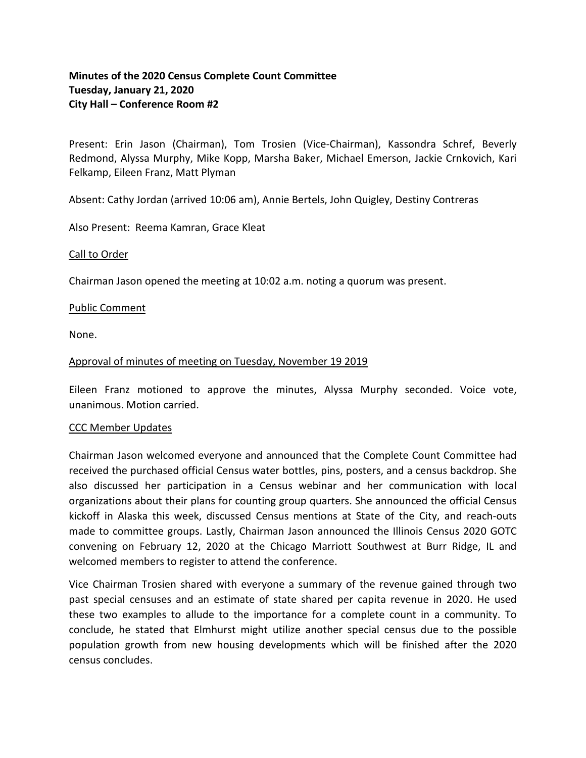**Minutes of the 2020 Census Complete Count Committee**
**Tuesday, January 21, 2020**
**City Hall – Conference Room #2**

Present: Erin Jason (Chairman), Tom Trosien (Vice-Chairman), Kassondra Schref, Beverly Redmond, Alyssa Murphy, Mike Kopp, Marsha Baker, Michael Emerson, Jackie Crnkovich, Kari Felkamp, Eileen Franz, Matt Plyman

Absent: Cathy Jordan (arrived 10:06 am), Annie Bertels, John Quigley, Destiny Contreras

Also Present: Reema Kamran, Grace Kleat

Call to Order

Chairman Jason opened the meeting at 10:02 a.m. noting a quorum was present.

Public Comment

None.

Approval of minutes of meeting on Tuesday, November 19 2019

Eileen Franz motioned to approve the minutes, Alyssa Murphy seconded. Voice vote, unanimous. Motion carried.

CCC Member Updates

Chairman Jason welcomed everyone and announced that the Complete Count Committee had received the purchased official Census water bottles, pins, posters, and a census backdrop. She also discussed her participation in a Census webinar and her communication with local organizations about their plans for counting group quarters. She announced the official Census kickoff in Alaska this week, discussed Census mentions at State of the City, and reach-outs made to committee groups. Lastly, Chairman Jason announced the Illinois Census 2020 GOTC convening on February 12, 2020 at the Chicago Marriott Southwest at Burr Ridge, IL and welcomed members to register to attend the conference.

Vice Chairman Trosien shared with everyone a summary of the revenue gained through two past special censuses and an estimate of state shared per capita revenue in 2020. He used these two examples to allude to the importance for a complete count in a community. To conclude, he stated that Elmhurst might utilize another special census due to the possible population growth from new housing developments which will be finished after the 2020 census concludes.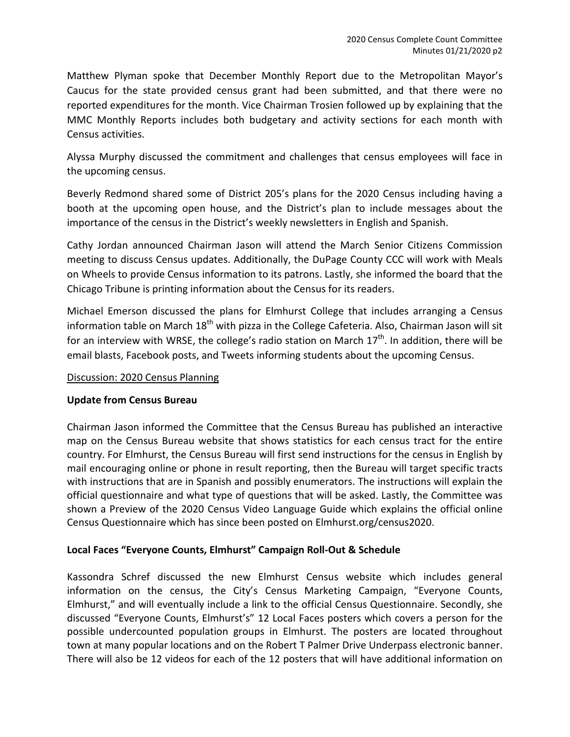Matthew Plyman spoke that December Monthly Report due to the Metropolitan Mayor's Caucus for the state provided census grant had been submitted, and that there were no reported expenditures for the month. Vice Chairman Trosien followed up by explaining that the MMC Monthly Reports includes both budgetary and activity sections for each month with Census activities.

Alyssa Murphy discussed the commitment and challenges that census employees will face in the upcoming census.

Beverly Redmond shared some of District 205's plans for the 2020 Census including having a booth at the upcoming open house, and the District's plan to include messages about the importance of the census in the District's weekly newsletters in English and Spanish.

Cathy Jordan announced Chairman Jason will attend the March Senior Citizens Commission meeting to discuss Census updates. Additionally, the DuPage County CCC will work with Meals on Wheels to provide Census information to its patrons. Lastly, she informed the board that the Chicago Tribune is printing information about the Census for its readers.

Michael Emerson discussed the plans for Elmhurst College that includes arranging a Census information table on March 18th with pizza in the College Cafeteria. Also, Chairman Jason will sit for an interview with WRSE, the college's radio station on March 17th. In addition, there will be email blasts, Facebook posts, and Tweets informing students about the upcoming Census.

Discussion: 2020 Census Planning

**Update from Census Bureau**

Chairman Jason informed the Committee that the Census Bureau has published an interactive map on the Census Bureau website that shows statistics for each census tract for the entire country. For Elmhurst, the Census Bureau will first send instructions for the census in English by mail encouraging online or phone in result reporting, then the Bureau will target specific tracts with instructions that are in Spanish and possibly enumerators. The instructions will explain the official questionnaire and what type of questions that will be asked. Lastly, the Committee was shown a Preview of the 2020 Census Video Language Guide which explains the official online Census Questionnaire which has since been posted on Elmhurst.org/census2020.

**Local Faces "Everyone Counts, Elmhurst" Campaign Roll-Out & Schedule**

Kassondra Schref discussed the new Elmhurst Census website which includes general information on the census, the City's Census Marketing Campaign, "Everyone Counts, Elmhurst," and will eventually include a link to the official Census Questionnaire. Secondly, she discussed "Everyone Counts, Elmhurst's" 12 Local Faces posters which covers a person for the possible undercounted population groups in Elmhurst. The posters are located throughout town at many popular locations and on the Robert T Palmer Drive Underpass electronic banner. There will also be 12 videos for each of the 12 posters that will have additional information on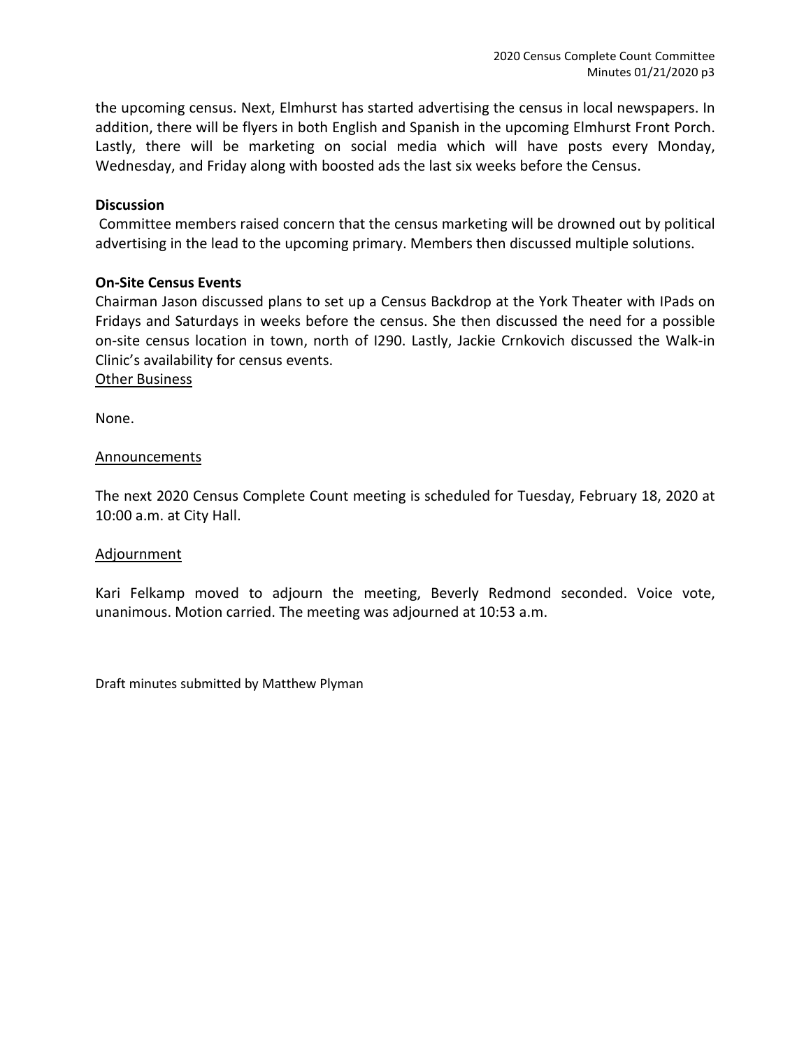the upcoming census. Next, Elmhurst has started advertising the census in local newspapers. In addition, there will be flyers in both English and Spanish in the upcoming Elmhurst Front Porch. Lastly, there will be marketing on social media which will have posts every Monday, Wednesday, and Friday along with boosted ads the last six weeks before the Census.

**Discussion**

Committee members raised concern that the census marketing will be drowned out by political advertising in the lead to the upcoming primary. Members then discussed multiple solutions.

**On-Site Census Events**

Chairman Jason discussed plans to set up a Census Backdrop at the York Theater with IPads on Fridays and Saturdays in weeks before the census. She then discussed the need for a possible on-site census location in town, north of I290. Lastly, Jackie Crnkovich discussed the Walk-in Clinic's availability for census events.

Other Business

None.

Announcements

The next 2020 Census Complete Count meeting is scheduled for Tuesday, February 18, 2020 at 10:00 a.m. at City Hall.

Adjournment

Kari Felkamp moved to adjourn the meeting, Beverly Redmond seconded. Voice vote, unanimous. Motion carried. The meeting was adjourned at 10:53 a.m.

Draft minutes submitted by Matthew Plyman